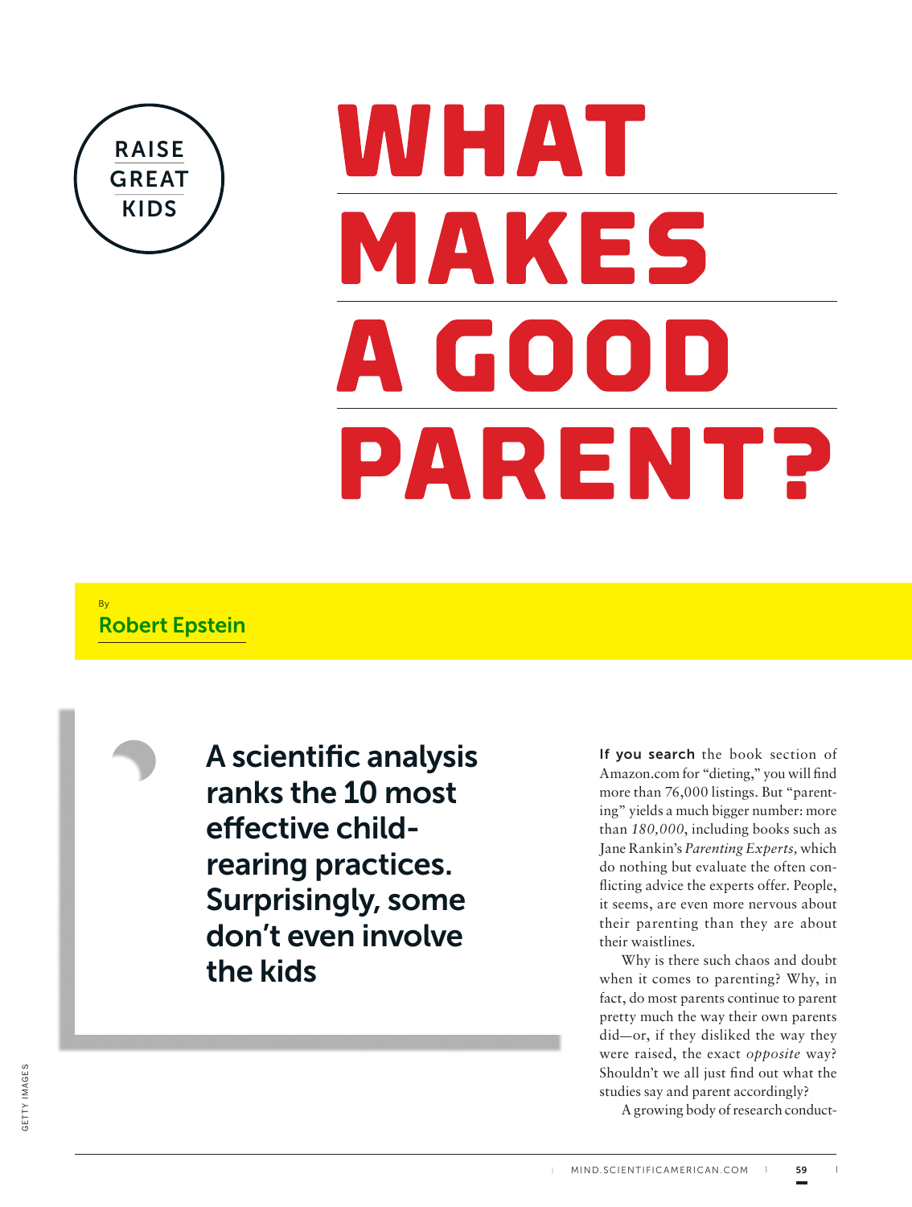RAISE GREAT KIDS

# WHAT MAKES A GOOD PARENT?

By
**Robert Epstein**

## A scientific analysis ranks the 10 most effective child-rearing practices. Surprisingly, some don't even involve the kids

**If you search** the book section of Amazon.com for "dieting," you will find more than 76,000 listings. But "parenting" yields a much bigger number: more than *180,000*, including books such as Jane Rankin's *Parenting Experts,* which do nothing but evaluate the often conflicting advice the experts offer. People, it seems, are even more nervous about their parenting than they are about their waistlines.

Why is there such chaos and doubt when it comes to parenting? Why, in fact, do most parents continue to parent pretty much the way their own parents did—or, if they disliked the way they were raised, the exact *opposite* way? Shouldn't we all just find out what the studies say and parent accordingly?

A growing body of research conduct-

GETTY IMAGES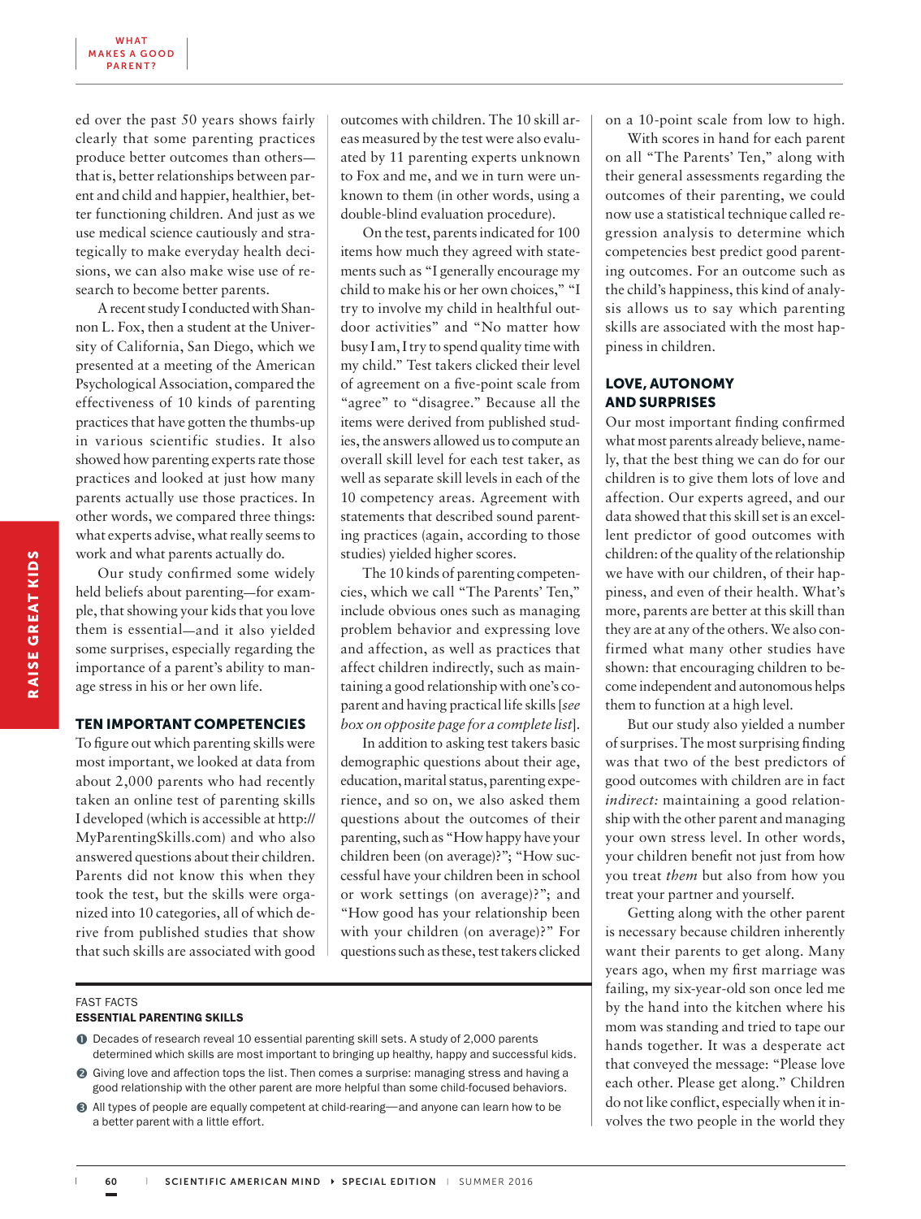ed over the past 50 years shows fairly clearly that some parenting practices produce better outcomes than others—that is, better relationships between parent and child and happier, healthier, better functioning children. And just as we use medical science cautiously and strategically to make everyday health decisions, we can also make wise use of research to become better parents.

A recent study I conducted with Shannon L. Fox, then a student at the University of California, San Diego, which we presented at a meeting of the American Psychological Association, compared the effectiveness of 10 kinds of parenting practices that have gotten the thumbs-up in various scientific studies. It also showed how parenting experts rate those practices and looked at just how many parents actually use those practices. In other words, we compared three things: what experts advise, what really seems to work and what parents actually do.

Our study confirmed some widely held beliefs about parenting—for example, that showing your kids that you love them is essential—and it also yielded some surprises, especially regarding the importance of a parent's ability to manage stress in his or her own life.

## TEN IMPORTANT COMPETENCIES

To figure out which parenting skills were most important, we looked at data from about 2,000 parents who had recently taken an online test of parenting skills I developed (which is accessible at http://MyParentingSkills.com) and who also answered questions about their children. Parents did not know this when they took the test, but the skills were organized into 10 categories, all of which derive from published studies that show that such skills are associated with good outcomes with children. The 10 skill areas measured by the test were also evaluated by 11 parenting experts unknown to Fox and me, and we in turn were unknown to them (in other words, using a double-blind evaluation procedure).

On the test, parents indicated for 100 items how much they agreed with statements such as "I generally encourage my child to make his or her own choices," "I try to involve my child in healthful outdoor activities" and "No matter how busy I am, I try to spend quality time with my child." Test takers clicked their level of agreement on a five-point scale from "agree" to "disagree." Because all the items were derived from published studies, the answers allowed us to compute an overall skill level for each test taker, as well as separate skill levels in each of the 10 competency areas. Agreement with statements that described sound parenting practices (again, according to those studies) yielded higher scores.

The 10 kinds of parenting competencies, which we call "The Parents' Ten," include obvious ones such as managing problem behavior and expressing love and affection, as well as practices that affect children indirectly, such as maintaining a good relationship with one's coparent and having practical life skills [*see box on opposite page for a complete list*].

In addition to asking test takers basic demographic questions about their age, education, marital status, parenting experience, and so on, we also asked them questions about the outcomes of their parenting, such as "How happy have your children been (on average)?"; "How successful have your children been in school or work settings (on average)?"; and "How good has your relationship been with your children (on average)?" For questions such as these, test takers clicked on a 10-point scale from low to high.

With scores in hand for each parent on all "The Parents' Ten," along with their general assessments regarding the outcomes of their parenting, we could now use a statistical technique called regression analysis to determine which competencies best predict good parenting outcomes. For an outcome such as the child's happiness, this kind of analysis allows us to say which parenting skills are associated with the most happiness in children.

## LOVE, AUTONOMY AND SURPRISES

Our most important finding confirmed what most parents already believe, namely, that the best thing we can do for our children is to give them lots of love and affection. Our experts agreed, and our data showed that this skill set is an excellent predictor of good outcomes with children: of the quality of the relationship we have with our children, of their happiness, and even of their health. What's more, parents are better at this skill than they are at any of the others. We also confirmed what many other studies have shown: that encouraging children to become independent and autonomous helps them to function at a high level.

But our study also yielded a number of surprises. The most surprising finding was that two of the best predictors of good outcomes with children are in fact *indirect:* maintaining a good relationship with the other parent and managing your own stress level. In other words, your children benefit not just from how you treat *them* but also from how you treat your partner and yourself.

Getting along with the other parent is necessary because children inherently want their parents to get along. Many years ago, when my first marriage was failing, my six-year-old son once led me by the hand into the kitchen where his mom was standing and tried to tape our hands together. It was a desperate act that conveyed the message: "Please love each other. Please get along." Children do not like conflict, especially when it involves the two people in the world they

FAST FACTS

**ESSENTIAL PARENTING SKILLS**

1. Decades of research reveal 10 essential parenting skill sets. A study of 2,000 parents determined which skills are most important to bringing up healthy, happy and successful kids.
2. Giving love and affection tops the list. Then comes a surprise: managing stress and having a good relationship with the other parent are more helpful than some child-focused behaviors.
3. All types of people are equally competent at child-rearing—and anyone can learn how to be a better parent with a little effort.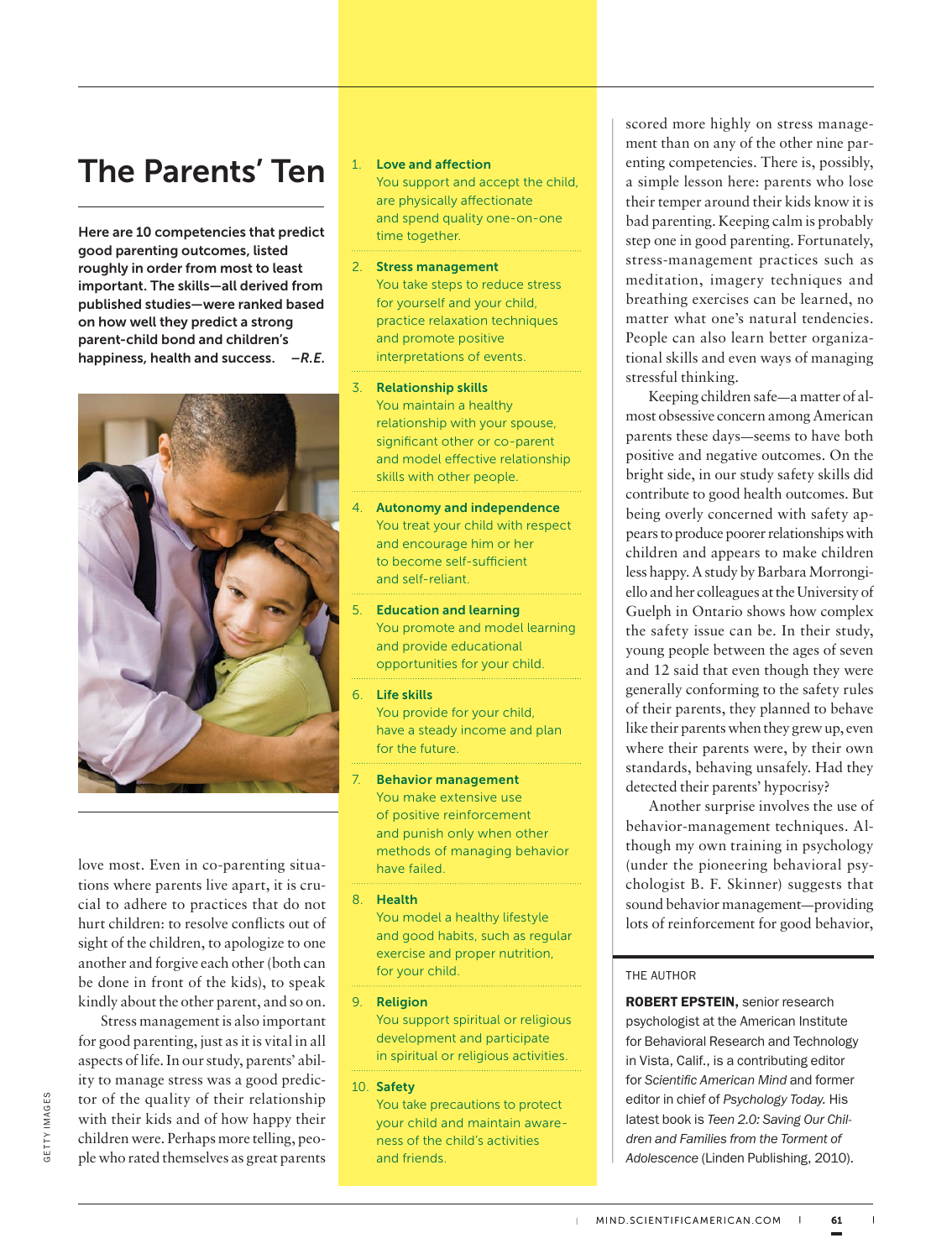## The Parents' Ten

**Here are 10 competencies that predict good parenting outcomes, listed roughly in order from most to least important. The skills—all derived from published studies—were ranked based on how well they predict a strong parent-child bond and children's happiness, health and success.** *—R.E.*

1. **Love and affection**
   You support and accept the child, are physically affectionate and spend quality one-on-one time together.
2. **Stress management**
   You take steps to reduce stress for yourself and your child, practice relaxation techniques and promote positive interpretations of events.
3. **Relationship skills**
   You maintain a healthy relationship with your spouse, significant other or co-parent and model effective relationship skills with other people.
4. **Autonomy and independence**
   You treat your child with respect and encourage him or her to become self-sufficient and self-reliant.
5. **Education and learning**
   You promote and model learning and provide educational opportunities for your child.
6. **Life skills**
   You provide for your child, have a steady income and plan for the future.
7. **Behavior management**
   You make extensive use of positive reinforcement and punish only when other methods of managing behavior have failed.
8. **Health**
   You model a healthy lifestyle and good habits, such as regular exercise and proper nutrition, for your child.
9. **Religion**
   You support spiritual or religious development and participate in spiritual or religious activities.
10. **Safety**
    You take precautions to protect your child and maintain awareness of the child's activities and friends.

love most. Even in co-parenting situations where parents live apart, it is crucial to adhere to practices that do not hurt children: to resolve conflicts out of sight of the children, to apologize to one another and forgive each other (both can be done in front of the kids), to speak kindly about the other parent, and so on.

Stress management is also important for good parenting, just as it is vital in all aspects of life. In our study, parents' ability to manage stress was a good predictor of the quality of their relationship with their kids and of how happy their children were. Perhaps more telling, people who rated themselves as great parents scored more highly on stress management than on any of the other nine parenting competencies. There is, possibly, a simple lesson here: parents who lose their temper around their kids know it is bad parenting. Keeping calm is probably step one in good parenting. Fortunately, stress-management practices such as meditation, imagery techniques and breathing exercises can be learned, no matter what one's natural tendencies. People can also learn better organizational skills and even ways of managing stressful thinking.

Keeping children safe—a matter of almost obsessive concern among American parents these days—seems to have both positive and negative outcomes. On the bright side, in our study safety skills did contribute to good health outcomes. But being overly concerned with safety appears to produce poorer relationships with children and appears to make children less happy. A study by Barbara Morrongiello and her colleagues at the University of Guelph in Ontario shows how complex the safety issue can be. In their study, young people between the ages of seven and 12 said that even though they were generally conforming to the safety rules of their parents, they planned to behave like their parents when they grew up, even where their parents were, by their own standards, behaving unsafely. Had they detected their parents' hypocrisy?

Another surprise involves the use of behavior-management techniques. Although my own training in psychology (under the pioneering behavioral psychologist B. F. Skinner) suggests that sound behavior management—providing lots of reinforcement for good behavior,

THE AUTHOR

**ROBERT EPSTEIN,** senior research psychologist at the American Institute for Behavioral Research and Technology in Vista, Calif., is a contributing editor for *Scientific American Mind* and former editor in chief of *Psychology Today.* His latest book is *Teen 2.0: Saving Our Children and Families from the Torment of Adolescence* (Linden Publishing, 2010).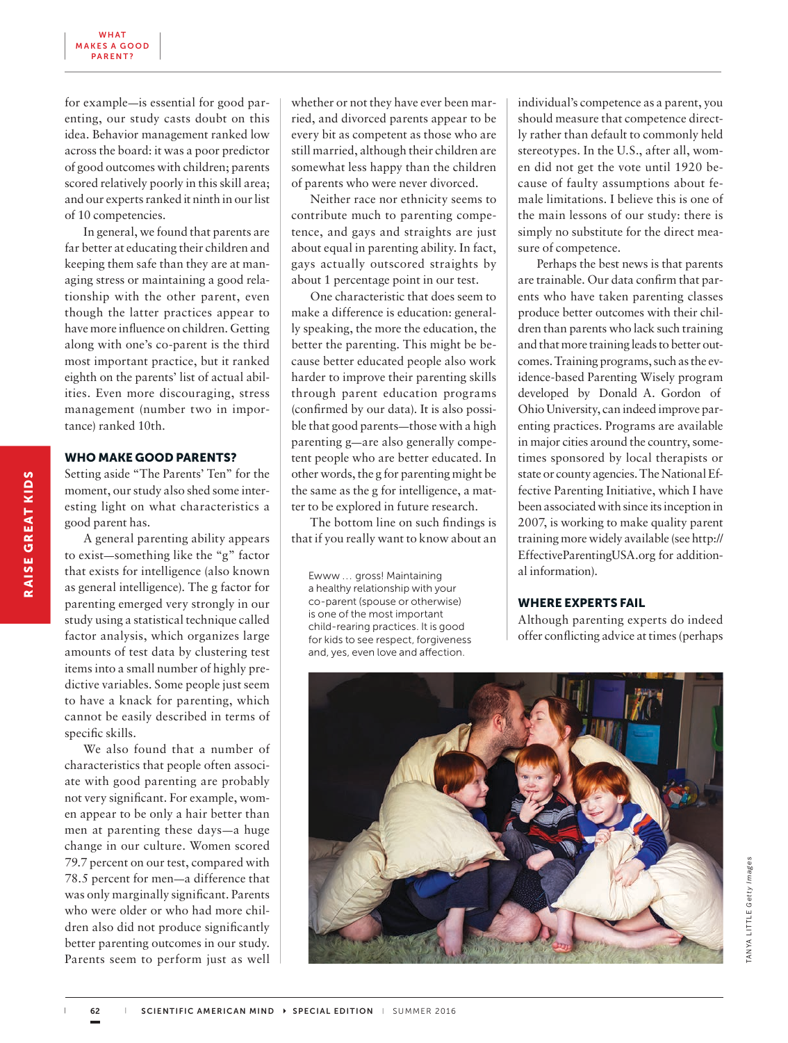for example—is essential for good parenting, our study casts doubt on this idea. Behavior management ranked low across the board: it was a poor predictor of good outcomes with children; parents scored relatively poorly in this skill area; and our experts ranked it ninth in our list of 10 competencies.

In general, we found that parents are far better at educating their children and keeping them safe than they are at managing stress or maintaining a good relationship with the other parent, even though the latter practices appear to have more influence on children. Getting along with one's co-parent is the third most important practice, but it ranked eighth on the parents' list of actual abilities. Even more discouraging, stress management (number two in importance) ranked 10th.

## WHO MAKE GOOD PARENTS?

Setting aside "The Parents' Ten" for the moment, our study also shed some interesting light on what characteristics a good parent has.

A general parenting ability appears to exist—something like the "g" factor that exists for intelligence (also known as general intelligence). The g factor for parenting emerged very strongly in our study using a statistical technique called factor analysis, which organizes large amounts of test data by clustering test items into a small number of highly predictive variables. Some people just seem to have a knack for parenting, which cannot be easily described in terms of specific skills.

We also found that a number of characteristics that people often associate with good parenting are probably not very significant. For example, women appear to be only a hair better than men at parenting these days—a huge change in our culture. Women scored 79.7 percent on our test, compared with 78.5 percent for men—a difference that was only marginally significant. Parents who were older or who had more children also did not produce significantly better parenting outcomes in our study. Parents seem to perform just as well whether or not they have ever been married, and divorced parents appear to be every bit as competent as those who are still married, although their children are somewhat less happy than the children of parents who were never divorced.

Neither race nor ethnicity seems to contribute much to parenting competence, and gays and straights are just about equal in parenting ability. In fact, gays actually outscored straights by about 1 percentage point in our test.

One characteristic that does seem to make a difference is education: generally speaking, the more the education, the better the parenting. This might be because better educated people also work harder to improve their parenting skills through parent education programs (confirmed by our data). It is also possible that good parents—those with a high parenting g—are also generally competent people who are better educated. In other words, the g for parenting might be the same as the g for intelligence, a matter to be explored in future research.

The bottom line on such findings is that if you really want to know about an individual's competence as a parent, you should measure that competence directly rather than default to commonly held stereotypes. In the U.S., after all, women did not get the vote until 1920 because of faulty assumptions about female limitations. I believe this is one of the main lessons of our study: there is simply no substitute for the direct measure of competence.

Perhaps the best news is that parents are trainable. Our data confirm that parents who have taken parenting classes produce better outcomes with their children than parents who lack such training and that more training leads to better outcomes. Training programs, such as the evidence-based Parenting Wisely program developed by Donald A. Gordon of Ohio University, can indeed improve parenting practices. Programs are available in major cities around the country, sometimes sponsored by local therapists or state or county agencies. The National Effective Parenting Initiative, which I have been associated with since its inception in 2007, is working to make quality parent training more widely available (see http://EffectiveParentingUSA.org for additional information).

## WHERE EXPERTS FAIL

Although parenting experts do indeed offer conflicting advice at times (perhaps

Ewww ... gross! Maintaining a healthy relationship with your co-parent (spouse or otherwise) is one of the most important child-rearing practices. It is good for kids to see respect, forgiveness and, yes, even love and affection.

TANYA LITTLE *Getty Images*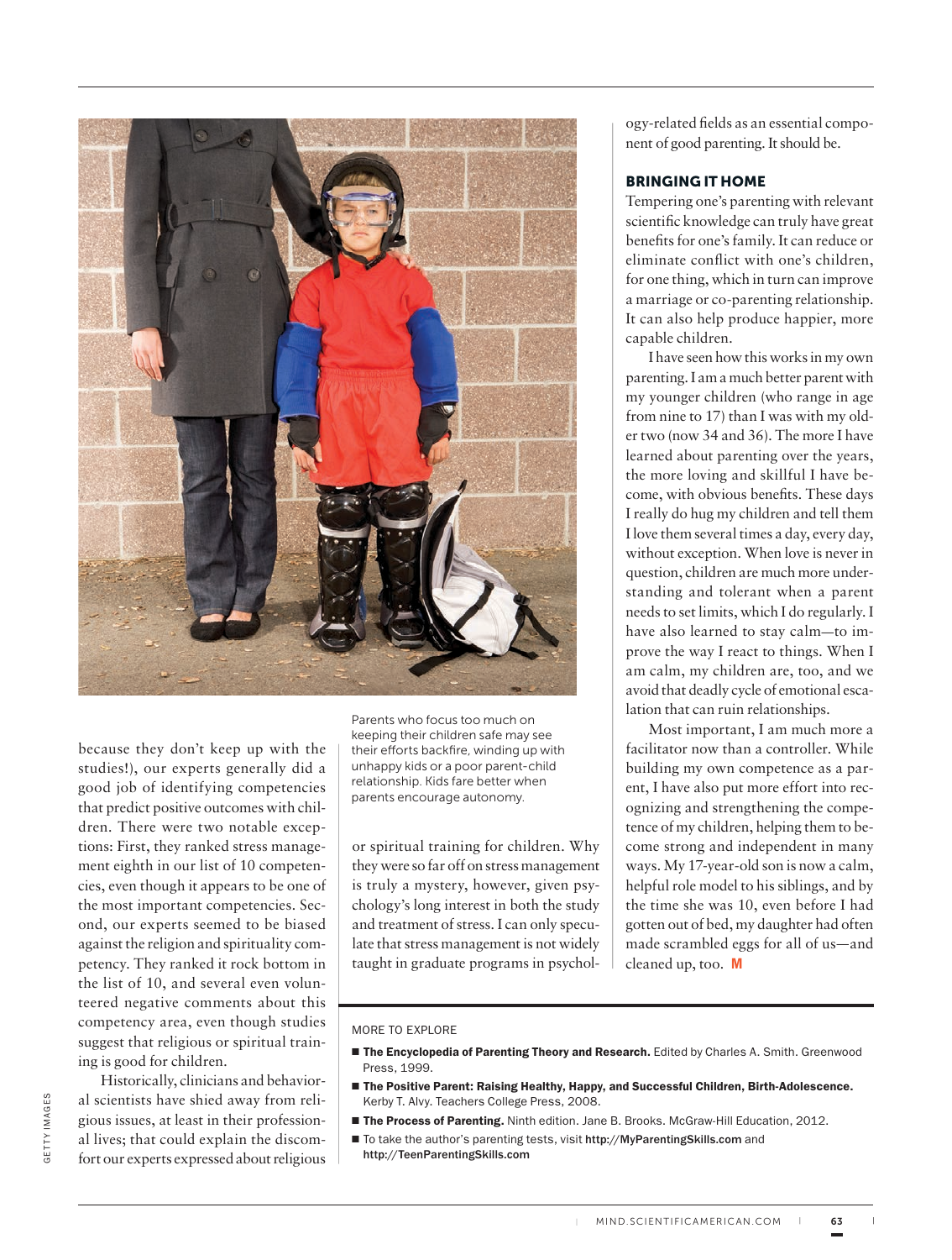because they don't keep up with the studies!), our experts generally did a good job of identifying competencies that predict positive outcomes with children. There were two notable exceptions: First, they ranked stress management eighth in our list of 10 competencies, even though it appears to be one of the most important competencies. Second, our experts seemed to be biased against the religion and spirituality competency. They ranked it rock bottom in the list of 10, and several even volunteered negative comments about this competency area, even though studies suggest that religious or spiritual training is good for children.

Historically, clinicians and behavioral scientists have shied away from religious issues, at least in their professional lives; that could explain the discomfort our experts expressed about religious or spiritual training for children. Why they were so far off on stress management is truly a mystery, however, given psychology's long interest in both the study and treatment of stress. I can only speculate that stress management is not widely taught in graduate programs in psychology-related fields as an essential component of good parenting. It should be.

Parents who focus too much on keeping their children safe may see their efforts backfire, winding up with unhappy kids or a poor parent-child relationship. Kids fare better when parents encourage autonomy.

## BRINGING IT HOME

Tempering one's parenting with relevant scientific knowledge can truly have great benefits for one's family. It can reduce or eliminate conflict with one's children, for one thing, which in turn can improve a marriage or co-parenting relationship. It can also help produce happier, more capable children.

I have seen how this works in my own parenting. I am a much better parent with my younger children (who range in age from nine to 17) than I was with my older two (now 34 and 36). The more I have learned about parenting over the years, the more loving and skillful I have become, with obvious benefits. These days I really do hug my children and tell them I love them several times a day, every day, without exception. When love is never in question, children are much more understanding and tolerant when a parent needs to set limits, which I do regularly. I have also learned to stay calm—to improve the way I react to things. When I am calm, my children are, too, and we avoid that deadly cycle of emotional escalation that can ruin relationships.

Most important, I am much more a facilitator now than a controller. While building my own competence as a parent, I have also put more effort into recognizing and strengthening the competence of my children, helping them to become strong and independent in many ways. My 17-year-old son is now a calm, helpful role model to his siblings, and by the time she was 10, even before I had gotten out of bed, my daughter had often made scrambled eggs for all of us—and cleaned up, too. **M**

MORE TO EXPLORE

- **The Encyclopedia of Parenting Theory and Research.** Edited by Charles A. Smith. Greenwood Press, 1999.
- **The Positive Parent: Raising Healthy, Happy, and Successful Children, Birth-Adolescence.** Kerby T. Alvy. Teachers College Press, 2008.
- **The Process of Parenting.** Ninth edition. Jane B. Brooks. McGraw-Hill Education, 2012.
- To take the author's parenting tests, visit **http://MyParentingSkills.com** and **http://TeenParentingSkills.com**